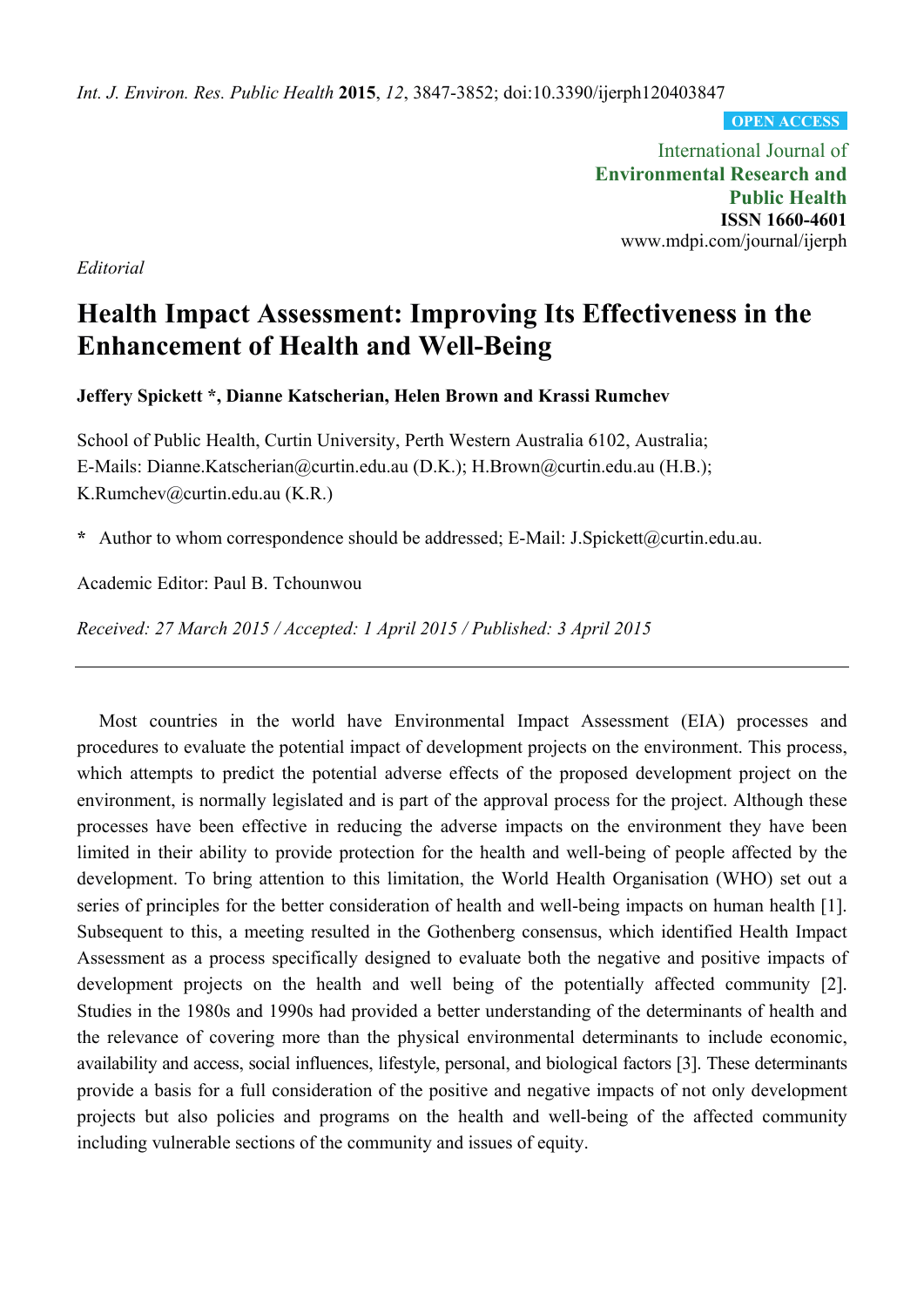OPEN ACCESS

International Journal of
**Environmental Research and Public Health**
**ISSN 1660-4601**
www.mdpi.com/journal/ijerph

*Editorial*

# Health Impact Assessment: Improving Its Effectiveness in the Enhancement of Health and Well-Being

**Jeffery Spickett \*, Dianne Katscherian, Helen Brown and Krassi Rumchev**

School of Public Health, Curtin University, Perth Western Australia 6102, Australia;
E-Mails: Dianne.Katscherian@curtin.edu.au (D.K.); H.Brown@curtin.edu.au (H.B.);
K.Rumchev@curtin.edu.au (K.R.)

**\*** Author to whom correspondence should be addressed; E-Mail: J.Spickett@curtin.edu.au.

Academic Editor: Paul B. Tchounwou

*Received: 27 March 2015 / Accepted: 1 April 2015 / Published: 3 April 2015*

---

Most countries in the world have Environmental Impact Assessment (EIA) processes and procedures to evaluate the potential impact of development projects on the environment. This process, which attempts to predict the potential adverse effects of the proposed development project on the environment, is normally legislated and is part of the approval process for the project. Although these processes have been effective in reducing the adverse impacts on the environment they have been limited in their ability to provide protection for the health and well-being of people affected by the development. To bring attention to this limitation, the World Health Organisation (WHO) set out a series of principles for the better consideration of health and well-being impacts on human health [1]. Subsequent to this, a meeting resulted in the Gothenberg consensus, which identified Health Impact Assessment as a process specifically designed to evaluate both the negative and positive impacts of development projects on the health and well being of the potentially affected community [2]. Studies in the 1980s and 1990s had provided a better understanding of the determinants of health and the relevance of covering more than the physical environmental determinants to include economic, availability and access, social influences, lifestyle, personal, and biological factors [3]. These determinants provide a basis for a full consideration of the positive and negative impacts of not only development projects but also policies and programs on the health and well-being of the affected community including vulnerable sections of the community and issues of equity.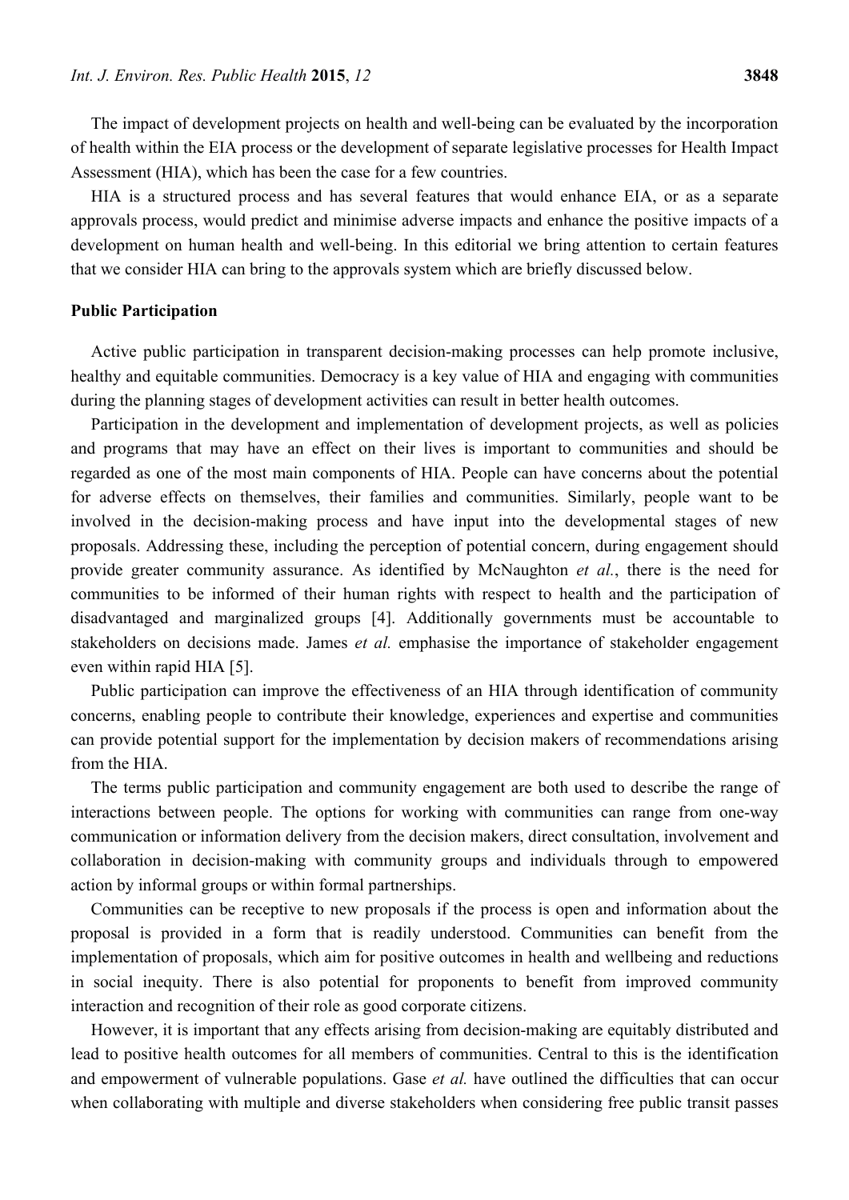The impact of development projects on health and well-being can be evaluated by the incorporation of health within the EIA process or the development of separate legislative processes for Health Impact Assessment (HIA), which has been the case for a few countries.

HIA is a structured process and has several features that would enhance EIA, or as a separate approvals process, would predict and minimise adverse impacts and enhance the positive impacts of a development on human health and well-being. In this editorial we bring attention to certain features that we consider HIA can bring to the approvals system which are briefly discussed below.

**Public Participation**

Active public participation in transparent decision-making processes can help promote inclusive, healthy and equitable communities. Democracy is a key value of HIA and engaging with communities during the planning stages of development activities can result in better health outcomes.

Participation in the development and implementation of development projects, as well as policies and programs that may have an effect on their lives is important to communities and should be regarded as one of the most main components of HIA. People can have concerns about the potential for adverse effects on themselves, their families and communities. Similarly, people want to be involved in the decision-making process and have input into the developmental stages of new proposals. Addressing these, including the perception of potential concern, during engagement should provide greater community assurance. As identified by McNaughton *et al.*, there is the need for communities to be informed of their human rights with respect to health and the participation of disadvantaged and marginalized groups [4]. Additionally governments must be accountable to stakeholders on decisions made. James *et al.* emphasise the importance of stakeholder engagement even within rapid HIA [5].

Public participation can improve the effectiveness of an HIA through identification of community concerns, enabling people to contribute their knowledge, experiences and expertise and communities can provide potential support for the implementation by decision makers of recommendations arising from the HIA.

The terms public participation and community engagement are both used to describe the range of interactions between people. The options for working with communities can range from one-way communication or information delivery from the decision makers, direct consultation, involvement and collaboration in decision-making with community groups and individuals through to empowered action by informal groups or within formal partnerships.

Communities can be receptive to new proposals if the process is open and information about the proposal is provided in a form that is readily understood. Communities can benefit from the implementation of proposals, which aim for positive outcomes in health and wellbeing and reductions in social inequity. There is also potential for proponents to benefit from improved community interaction and recognition of their role as good corporate citizens.

However, it is important that any effects arising from decision-making are equitably distributed and lead to positive health outcomes for all members of communities. Central to this is the identification and empowerment of vulnerable populations. Gase *et al.* have outlined the difficulties that can occur when collaborating with multiple and diverse stakeholders when considering free public transit passes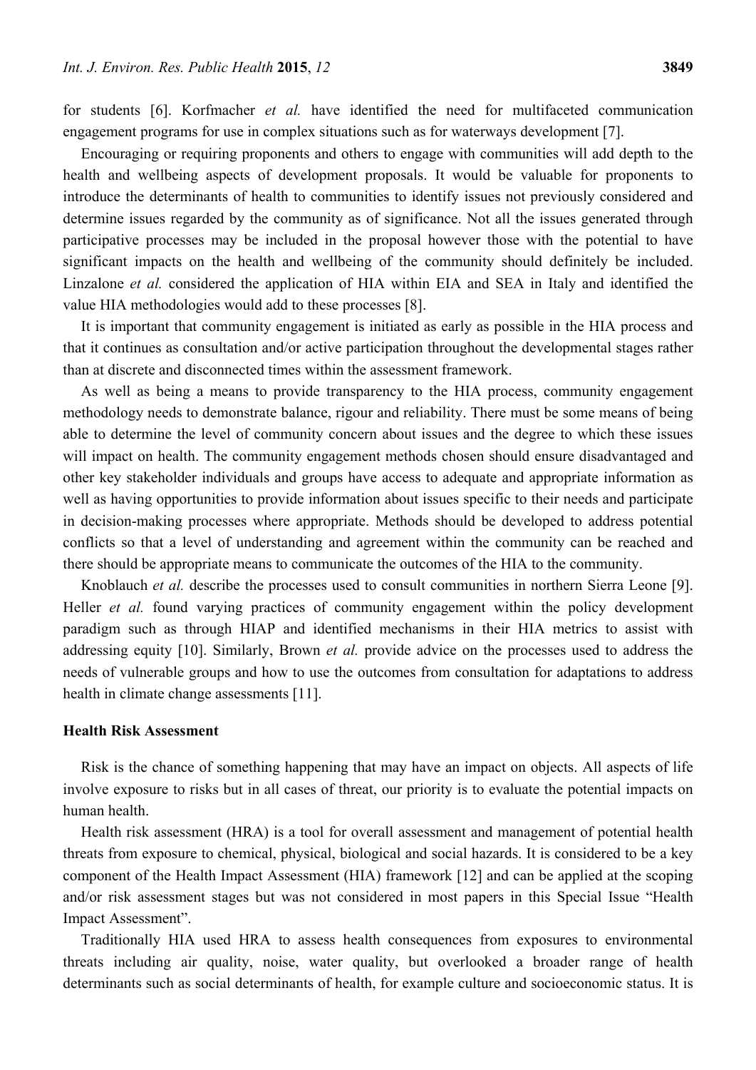for students [6]. Korfmacher *et al.* have identified the need for multifaceted communication engagement programs for use in complex situations such as for waterways development [7].

Encouraging or requiring proponents and others to engage with communities will add depth to the health and wellbeing aspects of development proposals. It would be valuable for proponents to introduce the determinants of health to communities to identify issues not previously considered and determine issues regarded by the community as of significance. Not all the issues generated through participative processes may be included in the proposal however those with the potential to have significant impacts on the health and wellbeing of the community should definitely be included. Linzalone *et al.* considered the application of HIA within EIA and SEA in Italy and identified the value HIA methodologies would add to these processes [8].

It is important that community engagement is initiated as early as possible in the HIA process and that it continues as consultation and/or active participation throughout the developmental stages rather than at discrete and disconnected times within the assessment framework.

As well as being a means to provide transparency to the HIA process, community engagement methodology needs to demonstrate balance, rigour and reliability. There must be some means of being able to determine the level of community concern about issues and the degree to which these issues will impact on health. The community engagement methods chosen should ensure disadvantaged and other key stakeholder individuals and groups have access to adequate and appropriate information as well as having opportunities to provide information about issues specific to their needs and participate in decision-making processes where appropriate. Methods should be developed to address potential conflicts so that a level of understanding and agreement within the community can be reached and there should be appropriate means to communicate the outcomes of the HIA to the community.

Knoblauch *et al.* describe the processes used to consult communities in northern Sierra Leone [9]. Heller *et al.* found varying practices of community engagement within the policy development paradigm such as through HIAP and identified mechanisms in their HIA metrics to assist with addressing equity [10]. Similarly, Brown *et al.* provide advice on the processes used to address the needs of vulnerable groups and how to use the outcomes from consultation for adaptations to address health in climate change assessments [11].

**Health Risk Assessment**

Risk is the chance of something happening that may have an impact on objects. All aspects of life involve exposure to risks but in all cases of threat, our priority is to evaluate the potential impacts on human health.

Health risk assessment (HRA) is a tool for overall assessment and management of potential health threats from exposure to chemical, physical, biological and social hazards. It is considered to be a key component of the Health Impact Assessment (HIA) framework [12] and can be applied at the scoping and/or risk assessment stages but was not considered in most papers in this Special Issue "Health Impact Assessment".

Traditionally HIA used HRA to assess health consequences from exposures to environmental threats including air quality, noise, water quality, but overlooked a broader range of health determinants such as social determinants of health, for example culture and socioeconomic status. It is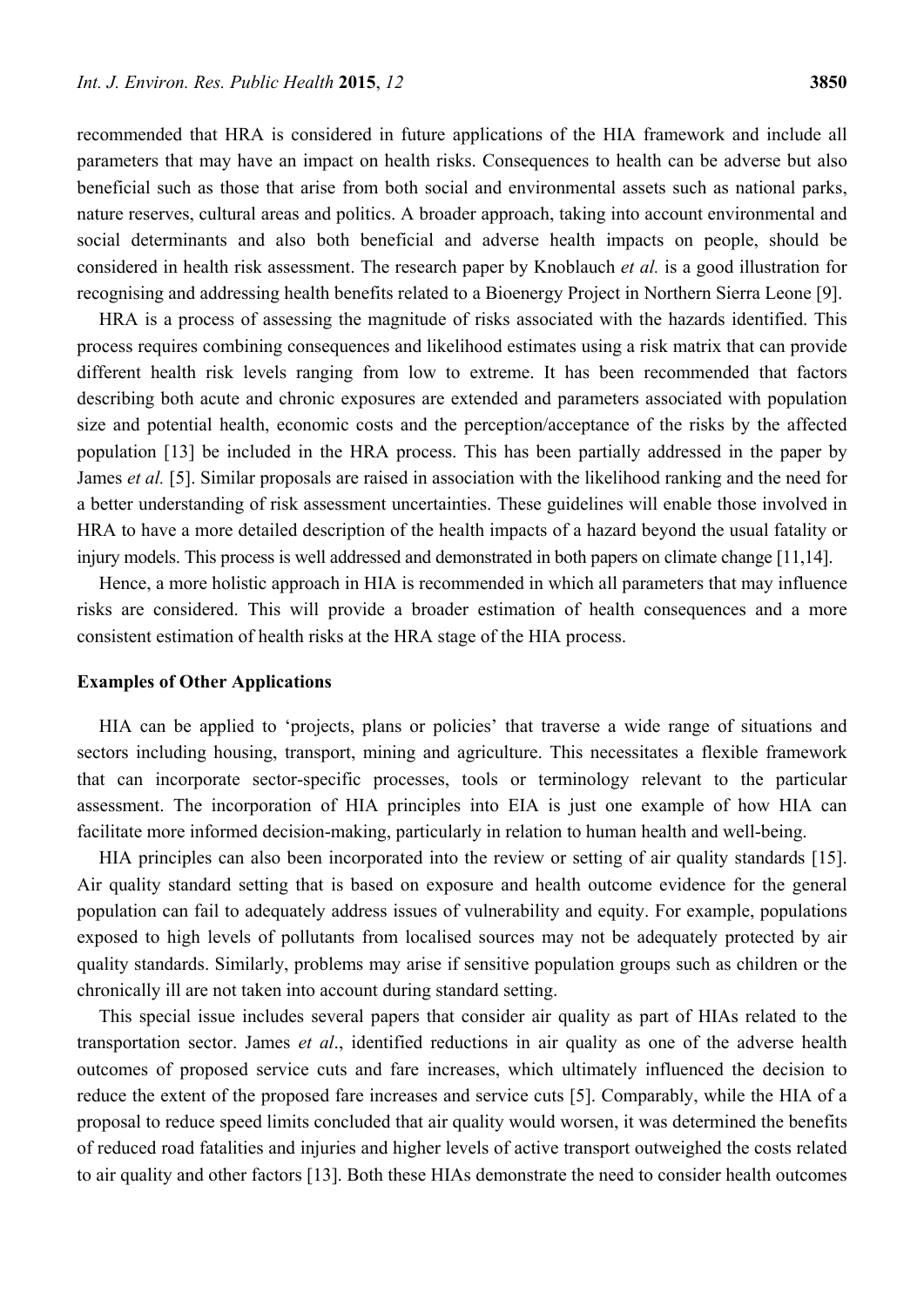recommended that HRA is considered in future applications of the HIA framework and include all parameters that may have an impact on health risks. Consequences to health can be adverse but also beneficial such as those that arise from both social and environmental assets such as national parks, nature reserves, cultural areas and politics. A broader approach, taking into account environmental and social determinants and also both beneficial and adverse health impacts on people, should be considered in health risk assessment. The research paper by Knoblauch *et al.* is a good illustration for recognising and addressing health benefits related to a Bioenergy Project in Northern Sierra Leone [9].

HRA is a process of assessing the magnitude of risks associated with the hazards identified. This process requires combining consequences and likelihood estimates using a risk matrix that can provide different health risk levels ranging from low to extreme. It has been recommended that factors describing both acute and chronic exposures are extended and parameters associated with population size and potential health, economic costs and the perception/acceptance of the risks by the affected population [13] be included in the HRA process. This has been partially addressed in the paper by James *et al.* [5]. Similar proposals are raised in association with the likelihood ranking and the need for a better understanding of risk assessment uncertainties. These guidelines will enable those involved in HRA to have a more detailed description of the health impacts of a hazard beyond the usual fatality or injury models. This process is well addressed and demonstrated in both papers on climate change [11,14].

Hence, a more holistic approach in HIA is recommended in which all parameters that may influence risks are considered. This will provide a broader estimation of health consequences and a more consistent estimation of health risks at the HRA stage of the HIA process.

**Examples of Other Applications**

HIA can be applied to 'projects, plans or policies' that traverse a wide range of situations and sectors including housing, transport, mining and agriculture. This necessitates a flexible framework that can incorporate sector-specific processes, tools or terminology relevant to the particular assessment. The incorporation of HIA principles into EIA is just one example of how HIA can facilitate more informed decision-making, particularly in relation to human health and well-being.

HIA principles can also been incorporated into the review or setting of air quality standards [15]. Air quality standard setting that is based on exposure and health outcome evidence for the general population can fail to adequately address issues of vulnerability and equity. For example, populations exposed to high levels of pollutants from localised sources may not be adequately protected by air quality standards. Similarly, problems may arise if sensitive population groups such as children or the chronically ill are not taken into account during standard setting.

This special issue includes several papers that consider air quality as part of HIAs related to the transportation sector. James *et al*., identified reductions in air quality as one of the adverse health outcomes of proposed service cuts and fare increases, which ultimately influenced the decision to reduce the extent of the proposed fare increases and service cuts [5]. Comparably, while the HIA of a proposal to reduce speed limits concluded that air quality would worsen, it was determined the benefits of reduced road fatalities and injuries and higher levels of active transport outweighed the costs related to air quality and other factors [13]. Both these HIAs demonstrate the need to consider health outcomes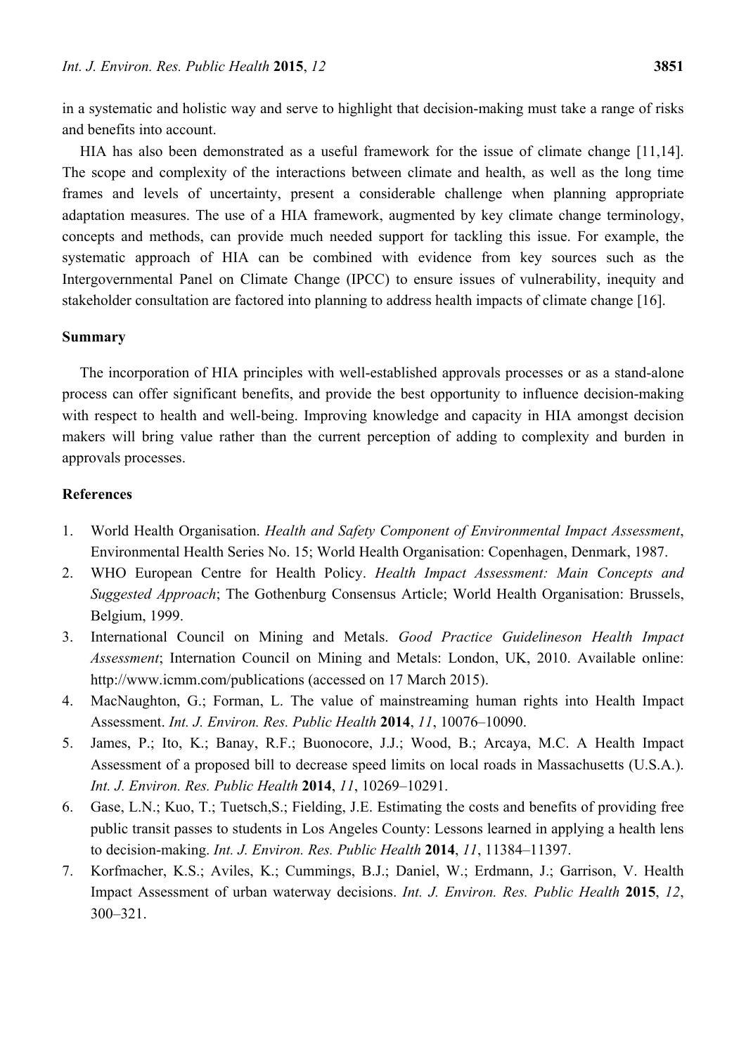in a systematic and holistic way and serve to highlight that decision-making must take a range of risks and benefits into account.

HIA has also been demonstrated as a useful framework for the issue of climate change [11,14]. The scope and complexity of the interactions between climate and health, as well as the long time frames and levels of uncertainty, present a considerable challenge when planning appropriate adaptation measures. The use of a HIA framework, augmented by key climate change terminology, concepts and methods, can provide much needed support for tackling this issue. For example, the systematic approach of HIA can be combined with evidence from key sources such as the Intergovernmental Panel on Climate Change (IPCC) to ensure issues of vulnerability, inequity and stakeholder consultation are factored into planning to address health impacts of climate change [16].

## Summary

The incorporation of HIA principles with well-established approvals processes or as a stand-alone process can offer significant benefits, and provide the best opportunity to influence decision-making with respect to health and well-being. Improving knowledge and capacity in HIA amongst decision makers will bring value rather than the current perception of adding to complexity and burden in approvals processes.

## References

1. World Health Organisation. *Health and Safety Component of Environmental Impact Assessment*, Environmental Health Series No. 15; World Health Organisation: Copenhagen, Denmark, 1987.
2. WHO European Centre for Health Policy. *Health Impact Assessment: Main Concepts and Suggested Approach*; The Gothenburg Consensus Article; World Health Organisation: Brussels, Belgium, 1999.
3. International Council on Mining and Metals. *Good Practice Guidelineson Health Impact Assessment*; Internation Council on Mining and Metals: London, UK, 2010. Available online: http://www.icmm.com/publications (accessed on 17 March 2015).
4. MacNaughton, G.; Forman, L. The value of mainstreaming human rights into Health Impact Assessment. *Int. J. Environ. Res. Public Health* **2014**, *11*, 10076–10090.
5. James, P.; Ito, K.; Banay, R.F.; Buonocore, J.J.; Wood, B.; Arcaya, M.C. A Health Impact Assessment of a proposed bill to decrease speed limits on local roads in Massachusetts (U.S.A.). *Int. J. Environ. Res. Public Health* **2014**, *11*, 10269–10291.
6. Gase, L.N.; Kuo, T.; Tuetsch,S.; Fielding, J.E. Estimating the costs and benefits of providing free public transit passes to students in Los Angeles County: Lessons learned in applying a health lens to decision-making. *Int. J. Environ. Res. Public Health* **2014**, *11*, 11384–11397.
7. Korfmacher, K.S.; Aviles, K.; Cummings, B.J.; Daniel, W.; Erdmann, J.; Garrison, V. Health Impact Assessment of urban waterway decisions. *Int. J. Environ. Res. Public Health* **2015**, *12*, 300–321.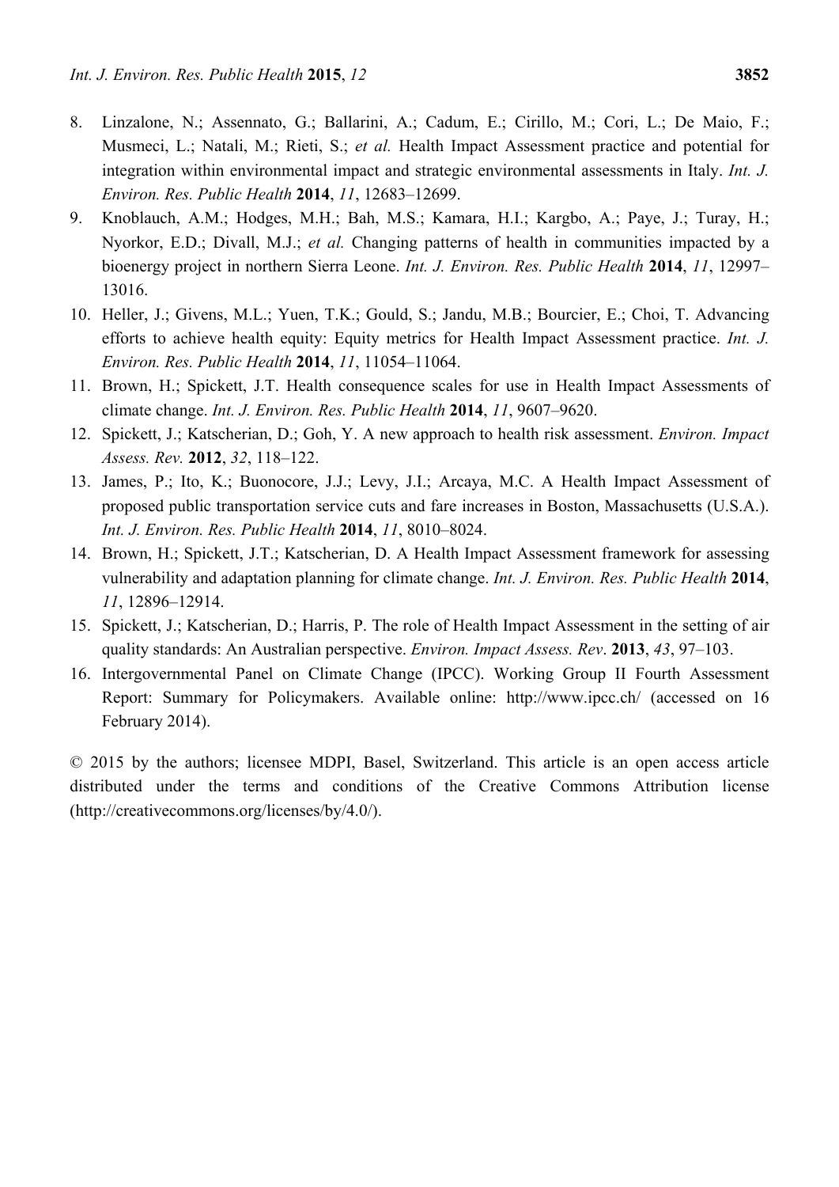8. Linzalone, N.; Assennato, G.; Ballarini, A.; Cadum, E.; Cirillo, M.; Cori, L.; De Maio, F.; Musmeci, L.; Natali, M.; Rieti, S.; *et al.* Health Impact Assessment practice and potential for integration within environmental impact and strategic environmental assessments in Italy. *Int. J. Environ. Res. Public Health* **2014**, *11*, 12683–12699.
9. Knoblauch, A.M.; Hodges, M.H.; Bah, M.S.; Kamara, H.I.; Kargbo, A.; Paye, J.; Turay, H.; Nyorkor, E.D.; Divall, M.J.; *et al.* Changing patterns of health in communities impacted by a bioenergy project in northern Sierra Leone. *Int. J. Environ. Res. Public Health* **2014**, *11*, 12997–13016.
10. Heller, J.; Givens, M.L.; Yuen, T.K.; Gould, S.; Jandu, M.B.; Bourcier, E.; Choi, T. Advancing efforts to achieve health equity: Equity metrics for Health Impact Assessment practice. *Int. J. Environ. Res. Public Health* **2014**, *11*, 11054–11064.
11. Brown, H.; Spickett, J.T. Health consequence scales for use in Health Impact Assessments of climate change. *Int. J. Environ. Res. Public Health* **2014**, *11*, 9607–9620.
12. Spickett, J.; Katscherian, D.; Goh, Y. A new approach to health risk assessment. *Environ. Impact Assess. Rev.* **2012**, *32*, 118–122.
13. James, P.; Ito, K.; Buonocore, J.J.; Levy, J.I.; Arcaya, M.C. A Health Impact Assessment of proposed public transportation service cuts and fare increases in Boston, Massachusetts (U.S.A.). *Int. J. Environ. Res. Public Health* **2014**, *11*, 8010–8024.
14. Brown, H.; Spickett, J.T.; Katscherian, D. A Health Impact Assessment framework for assessing vulnerability and adaptation planning for climate change. *Int. J. Environ. Res. Public Health* **2014**, *11*, 12896–12914.
15. Spickett, J.; Katscherian, D.; Harris, P. The role of Health Impact Assessment in the setting of air quality standards: An Australian perspective. *Environ. Impact Assess. Rev*. **2013**, *43*, 97–103.
16. Intergovernmental Panel on Climate Change (IPCC). Working Group II Fourth Assessment Report: Summary for Policymakers. Available online: http://www.ipcc.ch/ (accessed on 16 February 2014).

© 2015 by the authors; licensee MDPI, Basel, Switzerland. This article is an open access article distributed under the terms and conditions of the Creative Commons Attribution license (http://creativecommons.org/licenses/by/4.0/).